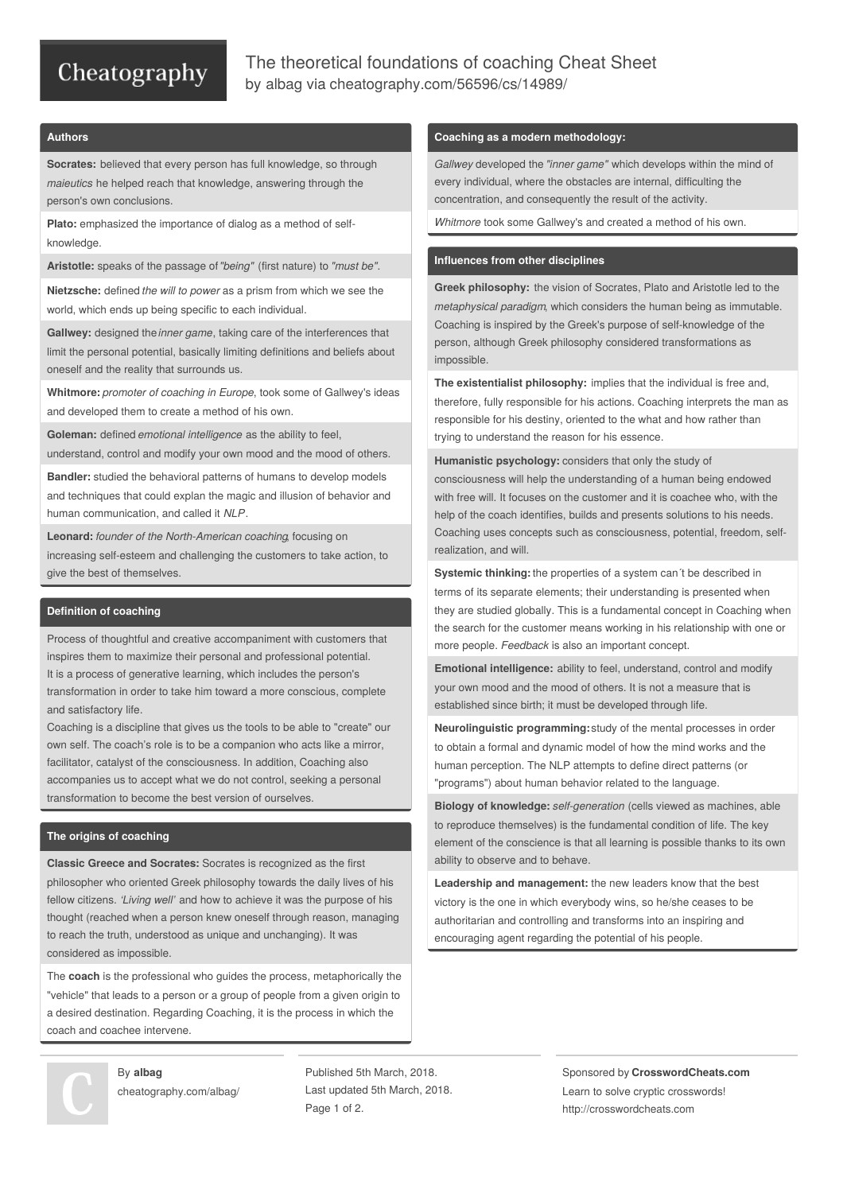# The theoretical foundations of coaching Cheat Sheet

by albag via cheatography.com/56596/cs/14989/

## Authors

**Socrates:** believed that every person has full knowledge, so through *maieutics* he helped reach that knowledge, answering through the person's own conclusions.

**Plato:** emphasized the importance of dialog as a method of self-knowledge.

**Aristotle:** speaks of the passage of *"being"* (first nature) to *"must be"*.

**Nietzsche:** defined *the will to power* as a prism from which we see the world, which ends up being specific to each individual.

**Gallwey:** designed the *inner game*, taking care of the interferences that limit the personal potential, basically limiting definitions and beliefs about oneself and the reality that surrounds us.

**Whitmore:** *promoter of coaching in Europe*, took some of Gallwey's ideas and developed them to create a method of his own.

**Goleman:** defined *emotional intelligence* as the ability to feel, understand, control and modify your own mood and the mood of others.

**Bandler:** studied the behavioral patterns of humans to develop models and techniques that could explan the magic and illusion of behavior and human communication, and called it *NLP*.

**Leonard:** *founder of the North-American coaching*, focusing on increasing self-esteem and challenging the customers to take action, to give the best of themselves.

## Definition of coaching

Process of thoughtful and creative accompaniment with customers that inspires them to maximize their personal and professional potential.
It is a process of generative learning, which includes the person's transformation in order to take him toward a more conscious, complete and satisfactory life.
Coaching is a discipline that gives us the tools to be able to "create" our own self. The coach's role is to be a companion who acts like a mirror, facilitator, catalyst of the consciousness. In addition, Coaching also accompanies us to accept what we do not control, seeking a personal transformation to become the best version of ourselves.

## The origins of coaching

**Classic Greece and Socrates:** Socrates is recognized as the first philosopher who oriented Greek philosophy towards the daily lives of his fellow citizens. *'Living well'* and how to achieve it was the purpose of his thought (reached when a person knew oneself through reason, managing to reach the truth, understood as unique and unchanging). It was considered as impossible.

The **coach** is the professional who guides the process, metaphorically the "vehicle" that leads to a person or a group of people from a given origin to a desired destination. Regarding Coaching, it is the process in which the coach and coachee intervene.

## Coaching as a modern methodology:

*Gallwey* developed the *"inner game"* which develops within the mind of every individual, where the obstacles are internal, difficulting the concentration, and consequently the result of the activity.

*Whitmore* took some Gallwey's and created a method of his own.

## Influences from other disciplines

**Greek philosophy:** the vision of Socrates, Plato and Aristotle led to the *metaphysical paradigm*, which considers the human being as immutable. Coaching is inspired by the Greek's purpose of self-knowledge of the person, although Greek philosophy considered transformations as impossible.

**The existentialist philosophy:** implies that the individual is free and, therefore, fully responsible for his actions. Coaching interprets the man as responsible for his destiny, oriented to the what and how rather than trying to understand the reason for his essence.

**Humanistic psychology:** considers that only the study of consciousness will help the understanding of a human being endowed with free will. It focuses on the customer and it is coachee who, with the help of the coach identifies, builds and presents solutions to his needs. Coaching uses concepts such as consciousness, potential, freedom, self-realization, and will.

**Systemic thinking:** the properties of a system can´t be described in terms of its separate elements; their understanding is presented when they are studied globally. This is a fundamental concept in Coaching when the search for the customer means working in his relationship with one or more people. *Feedback* is also an important concept.

**Emotional intelligence:** ability to feel, understand, control and modify your own mood and the mood of others. It is not a measure that is established since birth; it must be developed through life.

**Neurolinguistic programming:** study of the mental processes in order to obtain a formal and dynamic model of how the mind works and the human perception. The NLP attempts to define direct patterns (or "programs") about human behavior related to the language.

**Biology of knowledge:** *self-generation* (cells viewed as machines, able to reproduce themselves) is the fundamental condition of life. The key element of the conscience is that all learning is possible thanks to its own ability to observe and to behave.

**Leadership and management:** the new leaders know that the best victory is the one in which everybody wins, so he/she ceases to be authoritarian and controlling and transforms into an inspiring and encouraging agent regarding the potential of his people.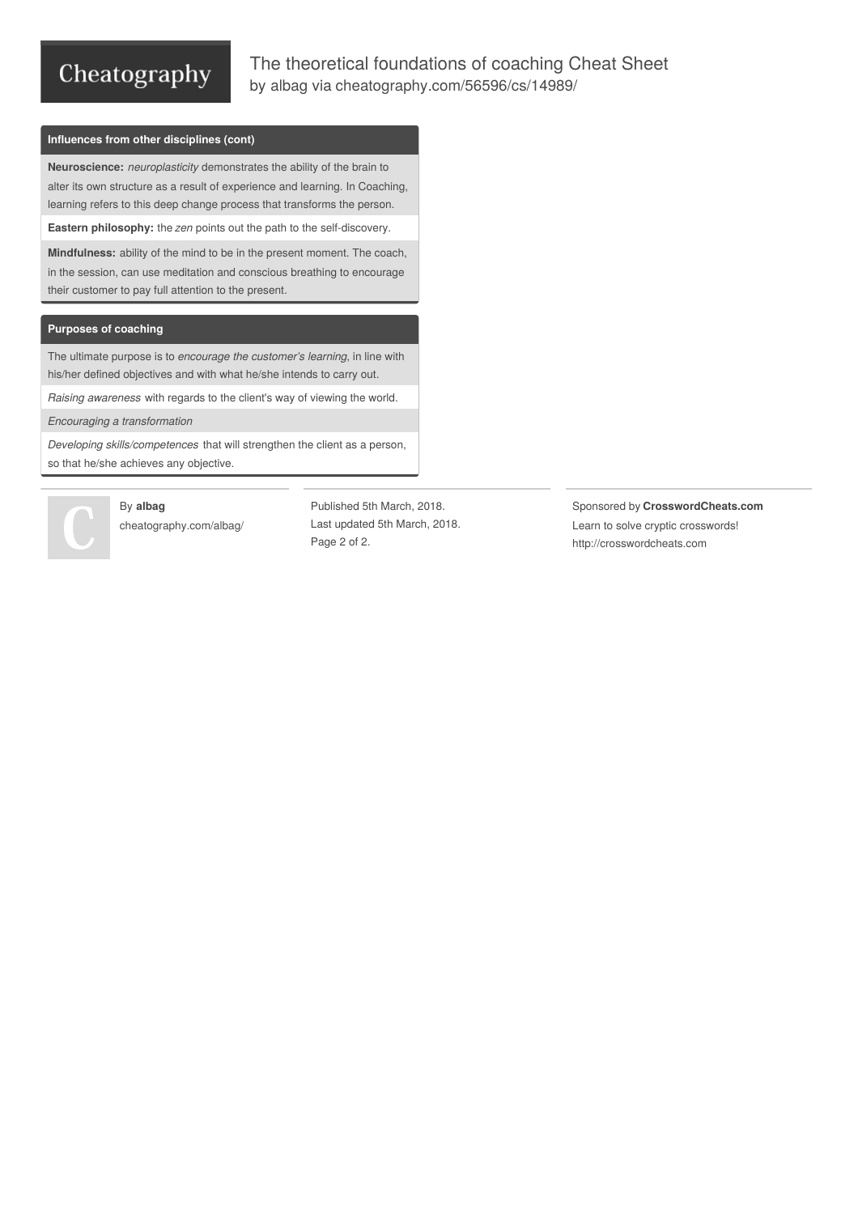### Influences from other disciplines (cont)

**Neuroscience:** *neuroplasticity* demonstrates the ability of the brain to alter its own structure as a result of experience and learning. In Coaching, learning refers to this deep change process that transforms the person.

**Eastern philosophy:** the *zen* points out the path to the self-discovery.

**Mindfulness:** ability of the mind to be in the present moment. The coach, in the session, can use meditation and conscious breathing to encourage their customer to pay full attention to the present.

### Purposes of coaching

The ultimate purpose is to *encourage the customer's learning*, in line with his/her defined objectives and with what he/she intends to carry out.

*Raising awareness* with regards to the client's way of viewing the world.

*Encouraging a transformation*

*Developing skills/competences* that will strengthen the client as a person, so that he/she achieves any objective.